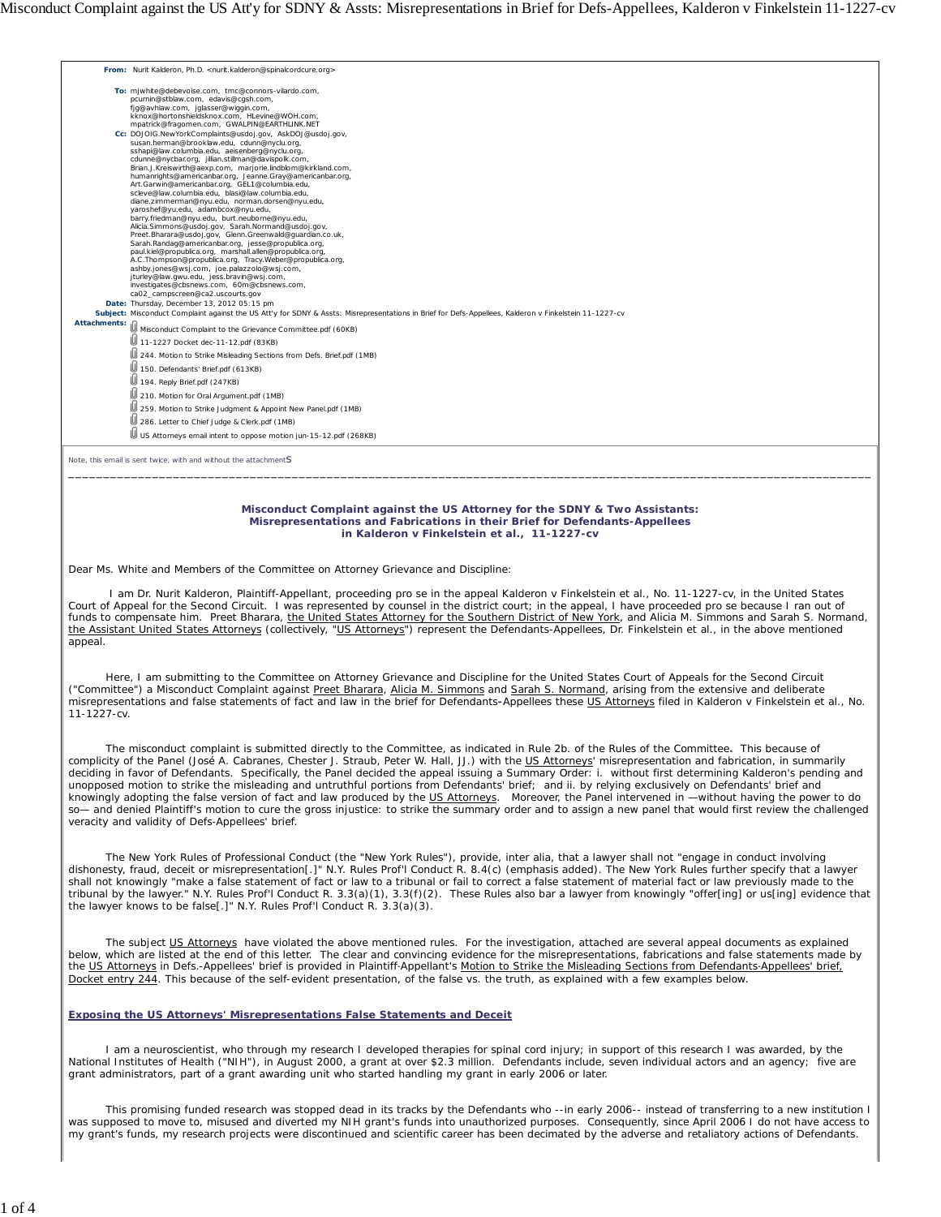**From:** Nurit Kalderon, Ph.D. <nurit.kalderon@spinalcordcure.org>

**To:** mjwhite@debevoise.com, tmc@connors-vilardo.com, pcurnin@stblaw.com, edavis@cgsh.com, fjg@avhlaw.com, jglasser@wiggin.com, kknox@hortonshieldsknox.com, HLevine@WOH.com, mpatrick@fragomen.com, GWALPIN@EARTHLINK.NET

**Cc:** DOJOIG.NewYorkComplaints@usdoj.gov, AskDOJ@usdoj.gov, susan.herman@brooklaw.edu, cdunn@nyclu.org, sshapi@law.columbia.edu, aeisenberg@nyclu.org, cdunne@nycbar.org, jillian.stillman@davispolk.com, Brian.J.Kreiswirth@aexp.com, marjorie.lindblom@kirkland.com, humanrights@americanbar.org, Jeanne.Gray@americanbar.org, Art.Garwin@americanbar.org, GEL1@columbia.edu, scleve@law.columbia.edu, blasi@law.columbia.edu, diane.zimmerman@nyu.edu, norman.dorsen@nyu.edu, yaroshef@yu.edu, adambcox@nyu.edu, barry.friedman@nyu.edu, burt.neuborne@nyu.edu, Alicia.Simmons@usdoj.gov, Sarah.Normand@usdoj.gov, Preet.Bharara@usdoj.gov, Glenn.Greenwald@guardian.co.uk, Sarah.Randag@americanbar.org, jesse@propublica.org, paul.kiel@propublica.org, marshall.allen@propublica.org, A.C.Thompson@propublica.org, Tracy.Weber@propublica.org, ashby.jones@wsj.com, joe.palazzolo@wsj.com, jturley@law.gwu.edu, jess.bravin@wsj.com, investigates@cbsnews.com, 60m@cbsnews.com, ca02_campscreen@ca2.uscourts.gov

**Date:** Thursday, December 13, 2012 05:15 pm

**Subject:** Misconduct Complaint against the US Att'y for SDNY & Assts: Misrepresentations in Brief for Defs-Appellees, Kalderon v Finkelstein 11-1227-cv

**Attachments:**
- Misconduct Complaint to the Grievance Committee.pdf (60KB)
- 11-1227 Docket dec-11-12.pdf (83KB)
- 244. Motion to Strike Misleading Sections from Defs. Brief.pdf (1MB)
- 150. Defendants' Brief.pdf (613KB)
- 194. Reply Brief.pdf (247KB)
- 210. Motion for Oral Argument.pdf (1MB)
- 259. Motion to Strike Judgment & Appoint New Panel.pdf (1MB)
- 286. Letter to Chief Judge & Clerk.pdf (1MB)
- US Attorneys email intent to oppose motion jun-15-12.pdf (268KB)

Note, this email is sent twice, with and without the attachments

---

## Misconduct Complaint against the US Attorney for the SDNY & Two Assistants: Misrepresentations and Fabrications in their Brief for Defendants-Appellees in Kalderon v Finkelstein et al., 11-1227-cv

Dear Ms. White and Members of the Committee on Attorney Grievance and Discipline:

I am Dr. Nurit Kalderon, Plaintiff-Appellant, proceeding pro se in the appeal Kalderon v Finkelstein et al., No. 11-1227-cv, in the United States Court of Appeal for the Second Circuit. I was represented by counsel in the district court; in the appeal, I have proceeded pro se because I ran out of funds to compensate him. Preet Bharara, the United States Attorney for the Southern District of New York, and Alicia M. Simmons and Sarah S. Normand, the Assistant United States Attorneys (collectively, "US Attorneys") represent the Defendants-Appellees, Dr. Finkelstein et al., in the above mentioned appeal.

Here, I am submitting to the Committee on Attorney Grievance and Discipline for the United States Court of Appeals for the Second Circuit ("Committee") a Misconduct Complaint against Preet Bharara, Alicia M. Simmons and Sarah S. Normand, arising from the extensive and deliberate misrepresentations and false statements of fact and law in the brief for Defendants-Appellees these US Attorneys filed in Kalderon v Finkelstein et al., No. 11-1227-cv.

The misconduct complaint is submitted directly to the Committee, as indicated in Rule 2b. of the Rules of the Committee**.** This because of complicity of the Panel (José A. Cabranes, Chester J. Straub, Peter W. Hall, JJ.) with the US Attorneys' misrepresentation and fabrication, in summarily deciding in favor of Defendants. Specifically, the Panel decided the appeal issuing a Summary Order: i. without first determining Kalderon's pending and unopposed motion to strike the misleading and untruthful portions from Defendants' brief; and ii. by relying exclusively on Defendants' brief and knowingly adopting the false version of fact and law produced by the US Attorneys. Moreover, the Panel intervened in —without having the power to do so— and denied Plaintiff's motion to cure the gross injustice: to strike the summary order and to assign a new panel that would first review the challenged veracity and validity of Defs-Appellees' brief.

The New York Rules of Professional Conduct (the "New York Rules"), provide, inter alia, that a lawyer shall not "engage in conduct involving dishonesty, fraud, deceit or misrepresentation[.]" N.Y. Rules Prof'l Conduct R. 8.4(c) (emphasis added). The New York Rules further specify that a lawyer shall not knowingly "make a false statement of fact or law to a tribunal or fail to correct a false statement of material fact or law previously made to the tribunal by the lawyer." N.Y. Rules Prof'l Conduct R. 3.3(a)(1), 3.3(f)(2). These Rules also bar a lawyer from knowingly "offer[ing] or us[ing] evidence that the lawyer knows to be false[.]" N.Y. Rules Prof'l Conduct R. 3.3(a)(3).

The subject US Attorneys have violated the above mentioned rules. For the investigation, attached are several appeal documents as explained below, which are listed at the end of this letter. The clear and convincing evidence for the misrepresentations, fabrications and false statements made by the US Attorneys in Defs.-Appellees' brief is provided in Plaintiff-Appellant's Motion to Strike the Misleading Sections from Defendants-Appellees' brief, Docket entry 244. This because of the self-evident presentation, of the false vs. the truth, as explained with a few examples below.

### Exposing the US Attorneys' Misrepresentations False Statements and Deceit

I am a neuroscientist, who through my research I developed therapies for spinal cord injury; in support of this research I was awarded, by the National Institutes of Health ("NIH"), in August 2000, a grant at over $2.3 million. Defendants include, seven individual actors and an agency; five are grant administrators, part of a grant awarding unit who started handling my grant in early 2006 or later.

This promising funded research was stopped dead in its tracks by the Defendants who --in early 2006-- instead of transferring to a new institution I was supposed to move to, misused and diverted my NIH grant's funds into unauthorized purposes. Consequently, since April 2006 I do not have access to my grant's funds, my research projects were discontinued and scientific career has been decimated by the adverse and retaliatory actions of Defendants.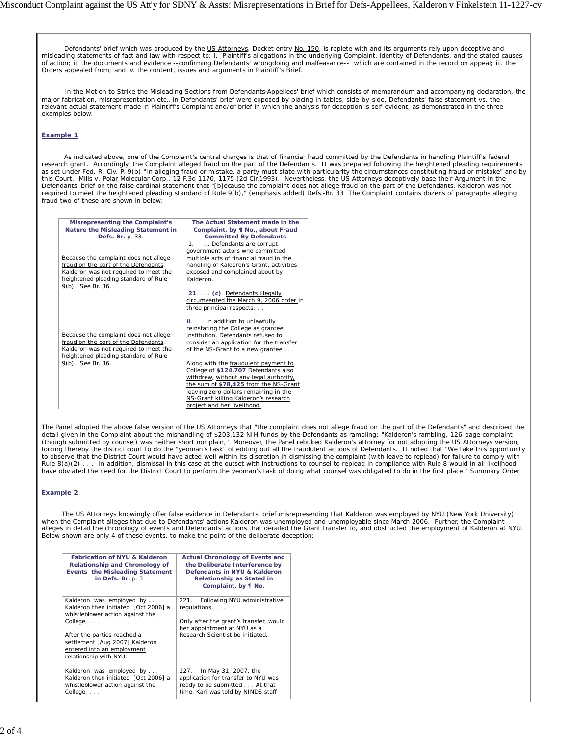Defendants' brief which was produced by the US Attorneys, Docket entry No. 150, is replete with and its arguments rely upon deceptive and misleading statements of fact and law with respect to: i. Plaintiff's allegations in the underlying Complaint, identity of Defendants, and the stated causes of action; ii. the documents and evidence --confirming Defendants' wrongdoing and malfeasance-- which are contained in the record on appeal; iii. the Orders appealed from; and iv. the content, issues and arguments in Plaintiff's Brief.

In the Motion to Strike the Misleading Sections from Defendants-Appellees' brief which consists of memorandum and accompanying declaration, the major fabrication, misrepresentation etc., in Defendants' brief were exposed by placing in tables, side-by-side, Defendants' false statement vs. the relevant actual statement made in Plaintiff's Complaint and/or brief in which the analysis for deception is self-evident, as demonstrated in the three examples below.

**Example 1**

As indicated above, one of the Complaint's central charges is that of financial fraud committed by the Defendants in handling Plaintiff's federal research grant. Accordingly, the Complaint alleged fraud on the part of the Defendants. It was prepared following the heightened pleading requirements as set under Fed. R. Civ. P. 9(b) "In alleging fraud or mistake, a party must state with particularity the circumstances constituting fraud or mistake" and by this Court. Mills v. Polar Molecular Corp., 12 F.3d 1170, 1175 (2d Cir.1993). Nevertheless, the US Attorneys deceptively base their Argument in the Defendants' brief on the false cardinal statement that "[b]ecause the complaint does not allege fraud on the part of the Defendants, Kalderon was not required to meet the heightened pleading standard of Rule 9(b)," (emphasis added) Defs.-Br. 33 The Complaint contains dozens of paragraphs alleging fraud two of these are shown in below:

| Misrepresenting the Complaint's Nature the Misleading Statement in Defs.-Br. p. 33. | The Actual Statement made in the Complaint, by ¶ No., about Fraud Committed By Defendants |
|---|---|
| Because the complaint does not allege fraud on the part of the Defendants, Kalderon was not required to meet the heightened pleading standard of Rule 9(b). See Br. 36. | 1. ... Defendants are corrupt government actors who committed multiple acts of financial fraud in the handling of Kalderon's Grant, activities exposed and complained about by Kalderon. |
| Because the complaint does not allege fraud on the part of the Defendants, Kalderon was not required to meet the heightened pleading standard of Rule 9(b). See Br. 36. | **21**. . . . **(c)** Defendants illegally circumvented the March 9, 2006 order in three principal respects: . .<br><br>**ii**. In addition to unlawfully reinstating the College as grantee institution, Defendants refused to consider an application for the transfer of the NS-Grant to a new grantee . . .<br><br>Along with the fraudulent payment to College of **$124,707** Defendants also withdrew, without any legal authority, the sum of **$78,425** from the NS-Grant leaving zero dollars remaining in the NS-Grant killing Kalderon's research project and her livelihood. |

The Panel adopted the above false version of the US Attorneys that "the complaint does not allege fraud on the part of the Defendants" and described the detail given in the Complaint about the mishandling of $203,132 NIH funds by the Defendants as rambling: "Kalderon's rambling, 126-page complaint (though submitted by counsel) was neither short nor plain," Moreover, the Panel rebuked Kalderon's attorney for not adopting the US Attorneys version, forcing thereby the district court to do the "yeoman's task" of edting out all the fraudulent actions of Defendants. It noted that "We take this opportunity to observe that the District Court would have acted well within its discretion in dismissing the complaint (with leave to replead) for failure to comply with Rule 8(a)(2) . . . In addition, dismissal in this case at the outset with instructions to counsel to replead in compliance with Rule 8 would in all likelihood have obviated the need for the District Court to perform the yeoman's task of doing what counsel was obligated to do in the first place." Summary Order

**Example 2**

The US Attorneys knowingly offer false evidence in Defendants' brief misrepresenting that Kalderon was employed by NYU (New York University) when the Complaint alleges that due to Defendants' actions Kalderon was unemployed and unemployable since March 2006. Further, the Complaint alleges in detail the chronology of events and Defendants' actions that derailed the Grant transfer to, and obstructed the employment of Kalderon at NYU. Below shown are only 4 of these events, to make the point of the deliberate deception:

| Fabrication of NYU & Kalderon Relationship and Chronology of Events the Misleading Statement in Defs.-Br. p. 3 | Actual Chronology of Events and the Deliberate Interference by Defendants in NYU & Kalderon Relationship as Stated in Complaint, by ¶ No. |
|---|---|
| Kalderon was employed by . . . Kalderon then initiated [Oct 2006] a whistleblower action against the College, . . .<br><br>After the parties reached a settlement [Aug 2007] Kalderon entered into an employment relationship with NYU. | 221. Following NYU administrative regulations, . . .<br><br>Only after the grant's transfer, would her appointment at NYU as a Research Scientist be initiated. |
| Kalderon was employed by . . . Kalderon then initiated [Oct 2006] a whistleblower action against the College, . . . | 227. In May 31, 2007, the application for transfer to NYU was ready to be submitted . . . At that time, Kari was told by NINDS staff |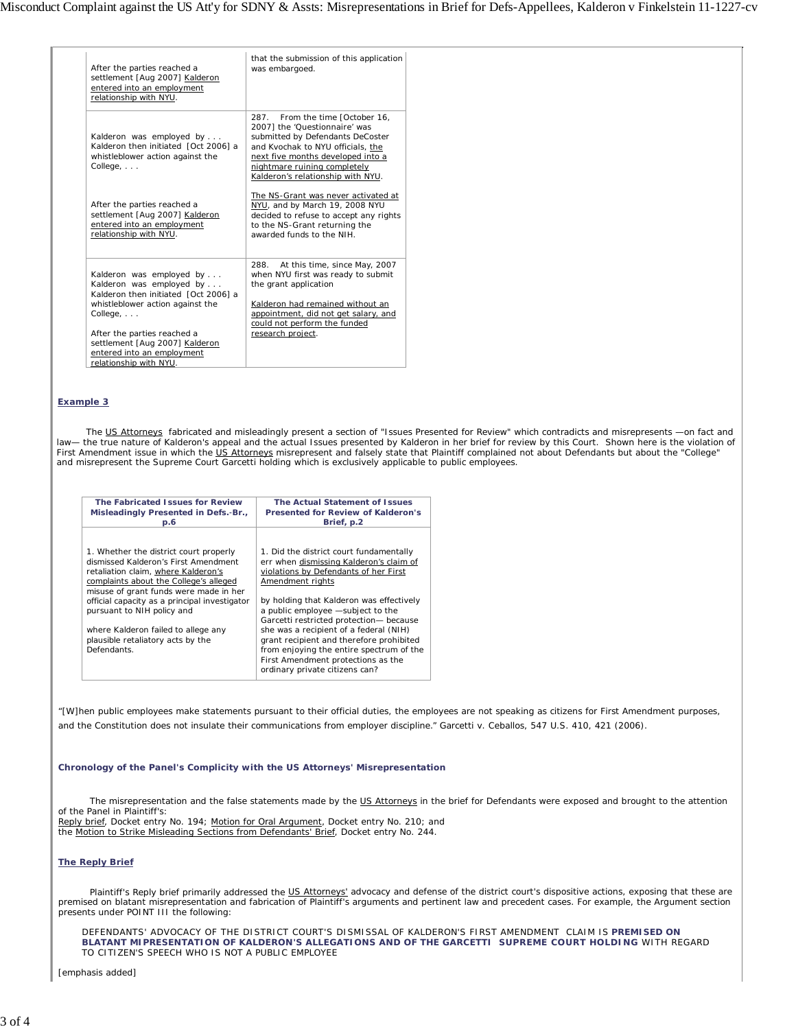| | |
|---|---|
| After the parties reached a settlement [Aug 2007] Kalderon entered into an employment relationship with NYU. | that the submission of this application was embargoed. |
| Kalderon was employed by . . . Kalderon then initiated [Oct 2006] a whistleblower action against the College, . . . <br><br> After the parties reached a settlement [Aug 2007] Kalderon entered into an employment relationship with NYU. | 287. From the time [October 16, 2007] the 'Questionnaire' was submitted by Defendants DeCoster and Kvochak to NYU officials, the next five months developed into a nightmare ruining completely Kalderon's relationship with NYU. <br><br> The NS-Grant was never activated at NYU, and by March 19, 2008 NYU decided to refuse to accept any rights to the NS-Grant returning the awarded funds to the NIH. |
| Kalderon was employed by . . . Kalderon was employed by . . . Kalderon then initiated [Oct 2006] a whistleblower action against the College, . . . <br><br> After the parties reached a settlement [Aug 2007] Kalderon entered into an employment relationship with NYU. | 288. At this time, since May, 2007 when NYU first was ready to submit the grant application <br><br> Kalderon had remained without an appointment, did not get salary, and could not perform the funded research project. |

### Example 3

The US Attorneys fabricated and misleadingly present a section of "Issues Presented for Review" which contradicts and misrepresents —on fact and law— the true nature of Kalderon's appeal and the actual Issues presented by Kalderon in her brief for review by this Court. Shown here is the violation of First Amendment issue in which the US Attorneys misrepresent and falsely state that Plaintiff complained not about Defendants but about the "College" and misrepresent the Supreme Court Garcetti holding which is exclusively applicable to public employees.

| The Fabricated Issues for Review Misleadingly Presented in Defs.-Br., p.6 | The Actual Statement of Issues Presented for Review of Kalderon's Brief, p.2 |
|---|---|
| 1. Whether the district court properly dismissed Kalderon's First Amendment retaliation claim, where Kalderon's complaints about the College's alleged misuse of grant funds were made in her official capacity as a principal investigator pursuant to NIH policy and <br><br> where Kalderon failed to allege any plausible retaliatory acts by the Defendants. | 1. Did the district court fundamentally err when dismissing Kalderon's claim of violations by Defendants of her First Amendment rights <br><br> by holding that Kalderon was effectively a public employee —subject to the Garcetti restricted protection— because she was a recipient of a federal (NIH) grant recipient and therefore prohibited from enjoying the entire spectrum of the First Amendment protections as the ordinary private citizens can? |

"[W]hen public employees make statements pursuant to their official duties, the employees are not speaking as citizens for First Amendment purposes, and the Constitution does not insulate their communications from employer discipline." Garcetti v. Ceballos, 547 U.S. 410, 421 (2006).

### Chronology of the Panel's Complicity with the US Attorneys' Misrepresentation

The misrepresentation and the false statements made by the US Attorneys in the brief for Defendants were exposed and brought to the attention of the Panel in Plaintiff's:
Reply brief, Docket entry No. 194; Motion for Oral Argument, Docket entry No. 210; and
the Motion to Strike Misleading Sections from Defendants' Brief, Docket entry No. 244.

### The Reply Brief

Plaintiff's Reply brief primarily addressed the US Attorneys' advocacy and defense of the district court's dispositive actions, exposing that these are premised on blatant misrepresentation and fabrication of Plaintiff's arguments and pertinent law and precedent cases. For example, the Argument section presents under POINT III the following:

> DEFENDANTS' ADVOCACY OF THE DISTRICT COURT'S DISMISSAL OF KALDERON'S FIRST AMENDMENT CLAIM IS **PREMISED ON BLATANT MIPRESENTATION OF KALDERON'S ALLEGATIONS AND OF THE GARCETTI SUPREME COURT HOLDING** WITH REGARD TO CITIZEN'S SPEECH WHO IS NOT A PUBLIC EMPLOYEE

[emphasis added]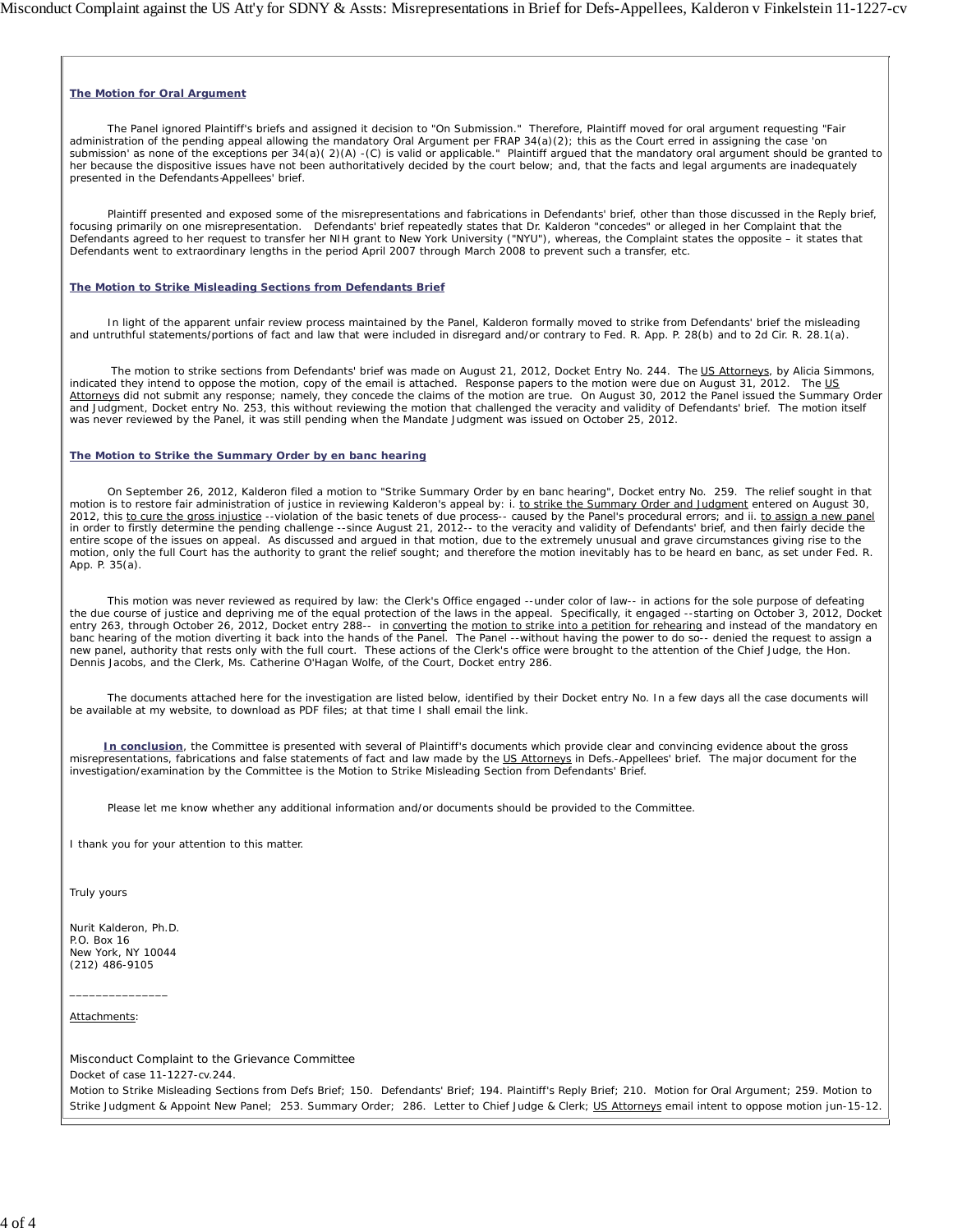**The Motion for Oral Argument**

The Panel ignored Plaintiff's briefs and assigned it decision to "On Submission." Therefore, Plaintiff moved for oral argument requesting "Fair administration of the pending appeal allowing the mandatory Oral Argument per FRAP 34(a)(2); this as the Court erred in assigning the case 'on submission' as none of the exceptions per 34(a)( 2)(A) -(C) is valid or applicable." Plaintiff argued that the mandatory oral argument should be granted to her because the dispositive issues have not been authoritatively decided by the court below; and, that the facts and legal arguments are inadequately presented in the Defendants-Appellees' brief.

Plaintiff presented and exposed some of the misrepresentations and fabrications in Defendants' brief, other than those discussed in the Reply brief, focusing primarily on one misrepresentation. Defendants' brief repeatedly states that Dr. Kalderon "concedes" or alleged in her Complaint that the Defendants agreed to her request to transfer her NIH grant to New York University ("NYU"), whereas, the Complaint states the opposite – it states that Defendants went to extraordinary lengths in the period April 2007 through March 2008 to prevent such a transfer, etc.

**The Motion to Strike Misleading Sections from Defendants Brief**

In light of the apparent unfair review process maintained by the Panel, Kalderon formally moved to strike from Defendants' brief the misleading and untruthful statements/portions of fact and law that were included in disregard and/or contrary to Fed. R. App. P. 28(b) and to 2d Cir. R. 28.1(a).

The motion to strike sections from Defendants' brief was made on August 21, 2012, Docket Entry No. 244. The US Attorneys, by Alicia Simmons, indicated they intend to oppose the motion, copy of the email is attached. Response papers to the motion were due on August 31, 2012. The US Attorneys did not submit any response; namely, they concede the claims of the motion are true. On August 30, 2012 the Panel issued the Summary Order and Judgment, Docket entry No. 253, this without reviewing the motion that challenged the veracity and validity of Defendants' brief. The motion itself was never reviewed by the Panel, it was still pending when the Mandate Judgment was issued on October 25, 2012.

**The Motion to Strike the Summary Order by en banc hearing**

On September 26, 2012, Kalderon filed a motion to "Strike Summary Order by en banc hearing", Docket entry No. 259. The relief sought in that motion is to restore fair administration of justice in reviewing Kalderon's appeal by: i. to strike the Summary Order and Judgment entered on August 30, 2012, this to cure the gross injustice --violation of the basic tenets of due process-- caused by the Panel's procedural errors; and ii. to assign a new panel in order to firstly determine the pending challenge --since August 21, 2012-- to the veracity and validity of Defendants' brief, and then fairly decide the entire scope of the issues on appeal. As discussed and argued in that motion, due to the extremely unusual and grave circumstances giving rise to the motion, only the full Court has the authority to grant the relief sought; and therefore the motion inevitably has to be heard en banc, as set under Fed. R. App. P. 35(a).

This motion was never reviewed as required by law: the Clerk's Office engaged --under color of law-- in actions for the sole purpose of defeating the due course of justice and depriving me of the equal protection of the laws in the appeal. Specifically, it engaged --starting on October 3, 2012, Docket entry 263, through October 26, 2012, Docket entry 288-- in converting the motion to strike into a petition for rehearing and instead of the mandatory en banc hearing of the motion diverting it back into the hands of the Panel. The Panel --without having the power to do so-- denied the request to assign a new panel, authority that rests only with the full court. These actions of the Clerk's office were brought to the attention of the Chief Judge, the Hon. Dennis Jacobs, and the Clerk, Ms. Catherine O'Hagan Wolfe, of the Court, Docket entry 286.

The documents attached here for the investigation are listed below, identified by their Docket entry No. In a few days all the case documents will be available at my website, to download as PDF files; at that time I shall email the link.

**In conclusion**, the Committee is presented with several of Plaintiff's documents which provide clear and convincing evidence about the gross misrepresentations, fabrications and false statements of fact and law made by the US Attorneys in Defs.-Appellees' brief. The major document for the investigation/examination by the Committee is the Motion to Strike Misleading Section from Defendants' Brief.

Please let me know whether any additional information and/or documents should be provided to the Committee.

I thank you for your attention to this matter.

Truly yours

Nurit Kalderon, Ph.D.
P.O. Box 16
New York, NY 10044
(212) 486-9105

_______________

Attachments:

Misconduct Complaint to the Grievance Committee
Docket of case 11-1227-cv.244.
Motion to Strike Misleading Sections from Defs Brief; 150. Defendants' Brief; 194. Plaintiff's Reply Brief; 210. Motion for Oral Argument; 259. Motion to Strike Judgment & Appoint New Panel; 253. Summary Order; 286. Letter to Chief Judge & Clerk; US Attorneys email intent to oppose motion jun-15-12.